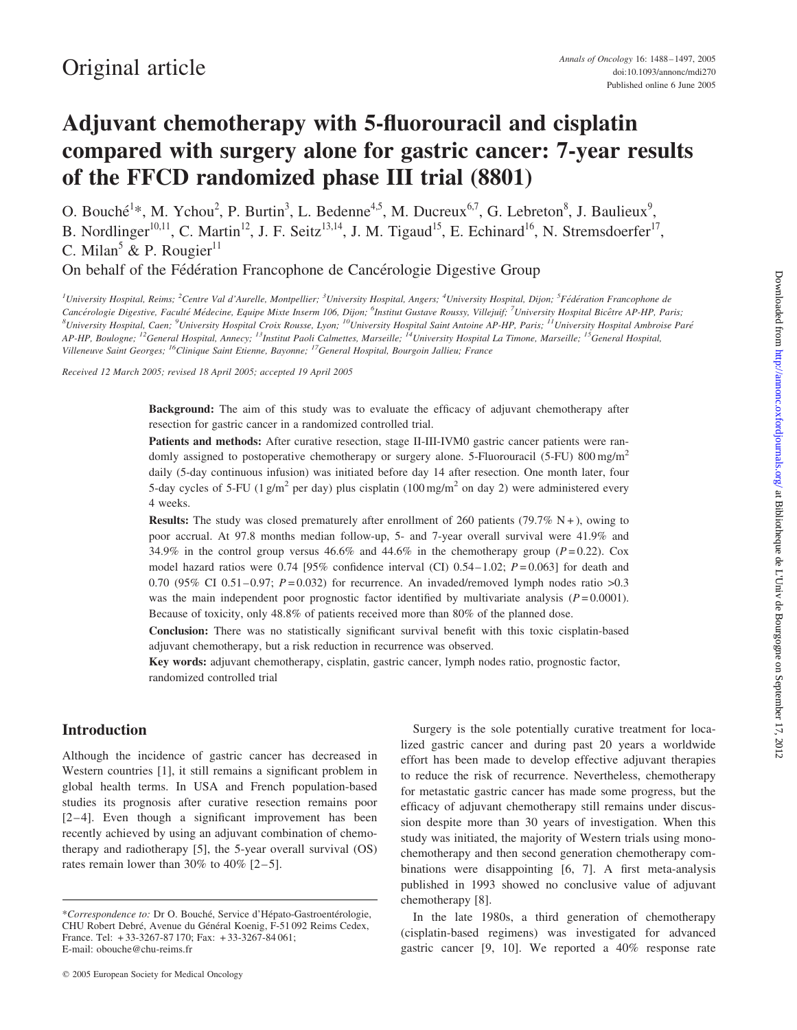# Original article

# Adjuvant chemotherapy with 5-fluorouracil and cisplatin compared with surgery alone for gastric cancer: 7-year results of the FFCD randomized phase III trial (8801)

O. Bouché[1]*, M. Ychou[2], P. Burtin[3], L. Bedenne[4,5], M. Ducreux[6,7], G. Lebreton[8], J. Baulieux[9], B. Nordlinger[10,11], C. Martin[12], J. F. Seitz[13,14], J. M. Tigaud[15], E. Echinard[16], N. Stremsdoerfer[17], C. Milan[5] & P. Rougier[11]

On behalf of the Fédération Francophone de Cancérologie Digestive Group

[1]University Hospital, Reims; [2]Centre Val d'Aurelle, Montpellier; [3]University Hospital, Angers; [4]University Hospital, Dijon; [5]Fédération Francophone de Cancérologie Digestive, Faculté Médecine, Equipe Mixte Inserm 106, Dijon; [6]Institut Gustave Roussy, Villejuif; [7]University Hospital Bicêtre AP-HP, Paris; [8]University Hospital, Caen; [9]University Hospital Croix Rousse, Lyon; [10]University Hospital Saint Antoine AP-HP, Paris; [11]University Hospital Ambroise Paré AP-HP, Boulogne; [12]General Hospital, Annecy; [13]Institut Paoli Calmettes, Marseille; [14]University Hospital La Timone, Marseille; [15]General Hospital, Villeneuve Saint Georges; [16]Clinique Saint Etienne, Bayonne; [17]General Hospital, Bourgoin Jallieu; France

Received 12 March 2005; revised 18 April 2005; accepted 19 April 2005

**Background:** The aim of this study was to evaluate the efficacy of adjuvant chemotherapy after resection for gastric cancer in a randomized controlled trial.

**Patients and methods:** After curative resection, stage II-III-IVM0 gastric cancer patients were randomly assigned to postoperative chemotherapy or surgery alone. 5-Fluorouracil (5-FU) 800 mg/m$^2$ daily (5-day continuous infusion) was initiated before day 14 after resection. One month later, four 5-day cycles of 5-FU (1 g/m$^2$ per day) plus cisplatin (100 mg/m$^2$ on day 2) were administered every 4 weeks.

**Results:** The study was closed prematurely after enrollment of 260 patients (79.7% N+), owing to poor accrual. At 97.8 months median follow-up, 5- and 7-year overall survival were 41.9% and 34.9% in the control group versus 46.6% and 44.6% in the chemotherapy group ($P = 0.22$). Cox model hazard ratios were 0.74 [95% confidence interval (CI) 0.54–1.02; $P = 0.063$] for death and 0.70 (95% CI 0.51–0.97; $P = 0.032$) for recurrence. An invaded/removed lymph nodes ratio >0.3 was the main independent poor prognostic factor identified by multivariate analysis ($P = 0.0001$). Because of toxicity, only 48.8% of patients received more than 80% of the planned dose.

**Conclusion:** There was no statistically significant survival benefit with this toxic cisplatin-based adjuvant chemotherapy, but a risk reduction in recurrence was observed.

**Key words:** adjuvant chemotherapy, cisplatin, gastric cancer, lymph nodes ratio, prognostic factor, randomized controlled trial

## Introduction

Although the incidence of gastric cancer has decreased in Western countries [1], it still remains a significant problem in global health terms. In USA and French population-based studies its prognosis after curative resection remains poor [2–4]. Even though a significant improvement has been recently achieved by using an adjuvant combination of chemotherapy and radiotherapy [5], the 5-year overall survival (OS) rates remain lower than 30% to 40% [2–5].

Surgery is the sole potentially curative treatment for localized gastric cancer and during past 20 years a worldwide effort has been made to develop effective adjuvant therapies to reduce the risk of recurrence. Nevertheless, chemotherapy for metastatic gastric cancer has made some progress, but the efficacy of adjuvant chemotherapy still remains under discussion despite more than 30 years of investigation. When this study was initiated, the majority of Western trials using monochemotherapy and then second generation chemotherapy combinations were disappointing [6, 7]. A first meta-analysis published in 1993 showed no conclusive value of adjuvant chemotherapy [8].

In the late 1980s, a third generation of chemotherapy (cisplatin-based regimens) was investigated for advanced gastric cancer [9, 10]. We reported a 40% response rate

*Correspondence to: Dr O. Bouché, Service d'Hépato-Gastroentérologie, CHU Robert Debré, Avenue du Général Koenig, F-51 092 Reims Cedex, France. Tel: +33-3267-87 170; Fax: +33-3267-84 061; E-mail: obouche@chu-reims.fr

© 2005 European Society for Medical Oncology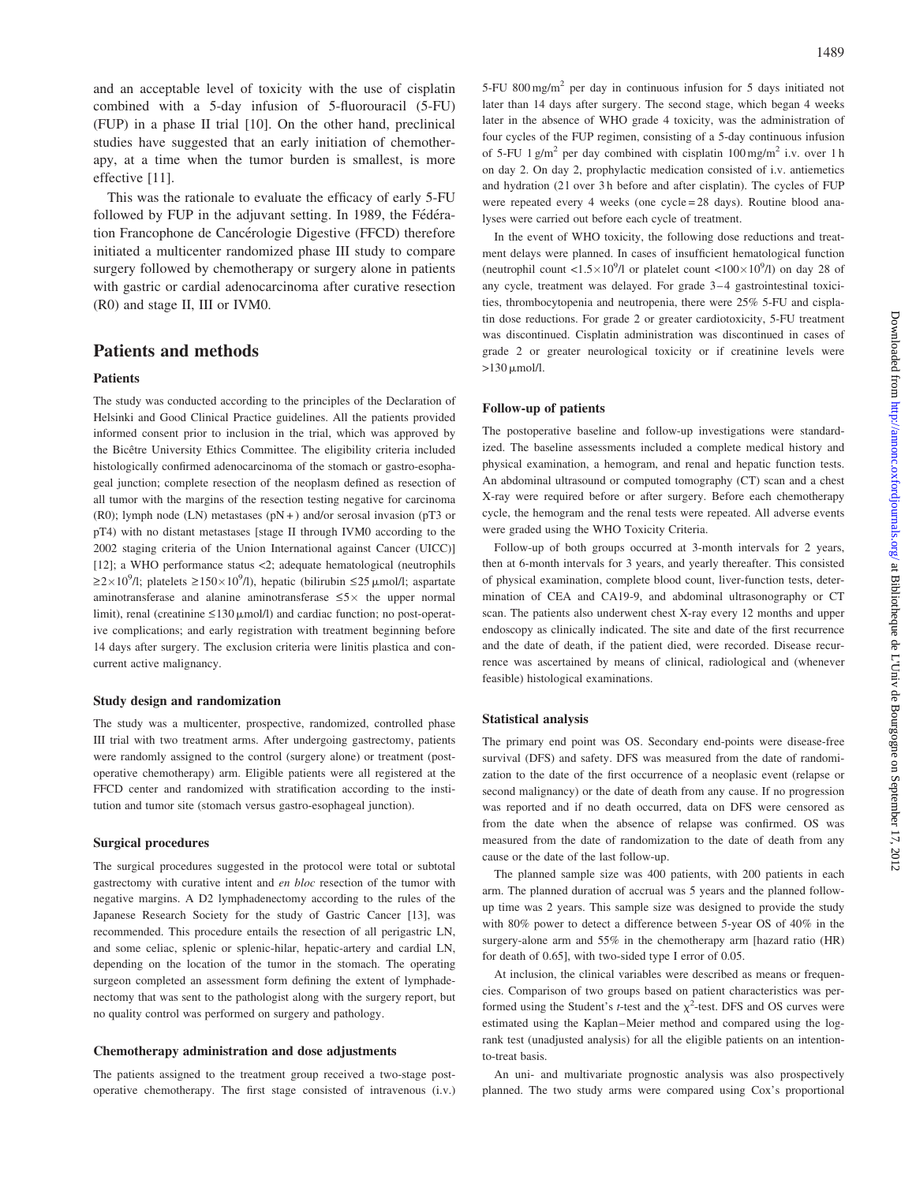and an acceptable level of toxicity with the use of cisplatin combined with a 5-day infusion of 5-fluorouracil (5-FU) (FUP) in a phase II trial [10]. On the other hand, preclinical studies have suggested that an early initiation of chemotherapy, at a time when the tumor burden is smallest, is more effective [11].

This was the rationale to evaluate the efficacy of early 5-FU followed by FUP in the adjuvant setting. In 1989, the Fédération Francophone de Cancérologie Digestive (FFCD) therefore initiated a multicenter randomized phase III study to compare surgery followed by chemotherapy or surgery alone in patients with gastric or cardial adenocarcinoma after curative resection (R0) and stage II, III or IVM0.

## Patients and methods

### Patients

The study was conducted according to the principles of the Declaration of Helsinki and Good Clinical Practice guidelines. All the patients provided informed consent prior to inclusion in the trial, which was approved by the Bicêtre University Ethics Committee. The eligibility criteria included histologically confirmed adenocarcinoma of the stomach or gastro-esophageal junction; complete resection of the neoplasm defined as resection of all tumor with the margins of the resection testing negative for carcinoma (R0); lymph node (LN) metastases (pN+) and/or serosal invasion (pT3 or pT4) with no distant metastases [stage II through IVM0 according to the 2002 staging criteria of the Union International against Cancer (UICC)] [12]; a WHO performance status <2; adequate hematological (neutrophils $\geq 2\times10^9$/l; platelets $\geq 150\times10^9$/l), hepatic (bilirubin $\leq 25$ µmol/l; aspartate aminotransferase and alanine aminotransferase $\leq 5\times$ the upper normal limit), renal (creatinine $\leq 130$ µmol/l) and cardiac function; no post-operative complications; and early registration with treatment beginning before 14 days after surgery. The exclusion criteria were linitis plastica and concurrent active malignancy.

### Study design and randomization

The study was a multicenter, prospective, randomized, controlled phase III trial with two treatment arms. After undergoing gastrectomy, patients were randomly assigned to the control (surgery alone) or treatment (post-operative chemotherapy) arm. Eligible patients were all registered at the FFCD center and randomized with stratification according to the institution and tumor site (stomach versus gastro-esophageal junction).

### Surgical procedures

The surgical procedures suggested in the protocol were total or subtotal gastrectomy with curative intent and *en bloc* resection of the tumor with negative margins. A D2 lymphadenectomy according to the rules of the Japanese Research Society for the study of Gastric Cancer [13], was recommended. This procedure entails the resection of all perigastric LN, and some celiac, splenic or splenic-hilar, hepatic-artery and cardial LN, depending on the location of the tumor in the stomach. The operating surgeon completed an assessment form defining the extent of lymphadenectomy that was sent to the pathologist along with the surgery report, but no quality control was performed on surgery and pathology.

### Chemotherapy administration and dose adjustments

The patients assigned to the treatment group received a two-stage post-operative chemotherapy. The first stage consisted of intravenous (i.v.) 5-FU 800 mg/m$^2$ per day in continuous infusion for 5 days initiated not later than 14 days after surgery. The second stage, which began 4 weeks later in the absence of WHO grade 4 toxicity, was the administration of four cycles of the FUP regimen, consisting of a 5-day continuous infusion of 5-FU 1 g/m$^2$ per day combined with cisplatin 100 mg/m$^2$ i.v. over 1 h on day 2. On day 2, prophylactic medication consisted of i.v. antiemetics and hydration (2 l over 3 h before and after cisplatin). The cycles of FUP were repeated every 4 weeks (one cycle = 28 days). Routine blood analyses were carried out before each cycle of treatment.

In the event of WHO toxicity, the following dose reductions and treatment delays were planned. In cases of insufficient hematological function (neutrophil count $<1.5\times10^9$/l or platelet count $<100\times10^9$/l) on day 28 of any cycle, treatment was delayed. For grade 3–4 gastrointestinal toxicities, thrombocytopenia and neutropenia, there were 25% 5-FU and cisplatin dose reductions. For grade 2 or greater cardiotoxicity, 5-FU treatment was discontinued. Cisplatin administration was discontinued in cases of grade 2 or greater neurological toxicity or if creatinine levels were >130 µmol/l.

### Follow-up of patients

The postoperative baseline and follow-up investigations were standardized. The baseline assessments included a complete medical history and physical examination, a hemogram, and renal and hepatic function tests. An abdominal ultrasound or computed tomography (CT) scan and a chest X-ray were required before or after surgery. Before each chemotherapy cycle, the hemogram and the renal tests were repeated. All adverse events were graded using the WHO Toxicity Criteria.

Follow-up of both groups occurred at 3-month intervals for 2 years, then at 6-month intervals for 3 years, and yearly thereafter. This consisted of physical examination, complete blood count, liver-function tests, determination of CEA and CA19-9, and abdominal ultrasonography or CT scan. The patients also underwent chest X-ray every 12 months and upper endoscopy as clinically indicated. The site and date of the first recurrence and the date of death, if the patient died, were recorded. Disease recurrence was ascertained by means of clinical, radiological and (whenever feasible) histological examinations.

### Statistical analysis

The primary end point was OS. Secondary end-points were disease-free survival (DFS) and safety. DFS was measured from the date of randomization to the date of the first occurrence of a neoplasic event (relapse or second malignancy) or the date of death from any cause. If no progression was reported and if no death occurred, data on DFS were censored as from the date when the absence of relapse was confirmed. OS was measured from the date of randomization to the date of death from any cause or the date of the last follow-up.

The planned sample size was 400 patients, with 200 patients in each arm. The planned duration of accrual was 5 years and the planned follow-up time was 2 years. This sample size was designed to provide the study with 80% power to detect a difference between 5-year OS of 40% in the surgery-alone arm and 55% in the chemotherapy arm [hazard ratio (HR) for death of 0.65], with two-sided type I error of 0.05.

At inclusion, the clinical variables were described as means or frequencies. Comparison of two groups based on patient characteristics was performed using the Student's *t*-test and the $\chi^2$-test. DFS and OS curves were estimated using the Kaplan–Meier method and compared using the log-rank test (unadjusted analysis) for all the eligible patients on an intention-to-treat basis.

An uni- and multivariate prognostic analysis was also prospectively planned. The two study arms were compared using Cox's proportional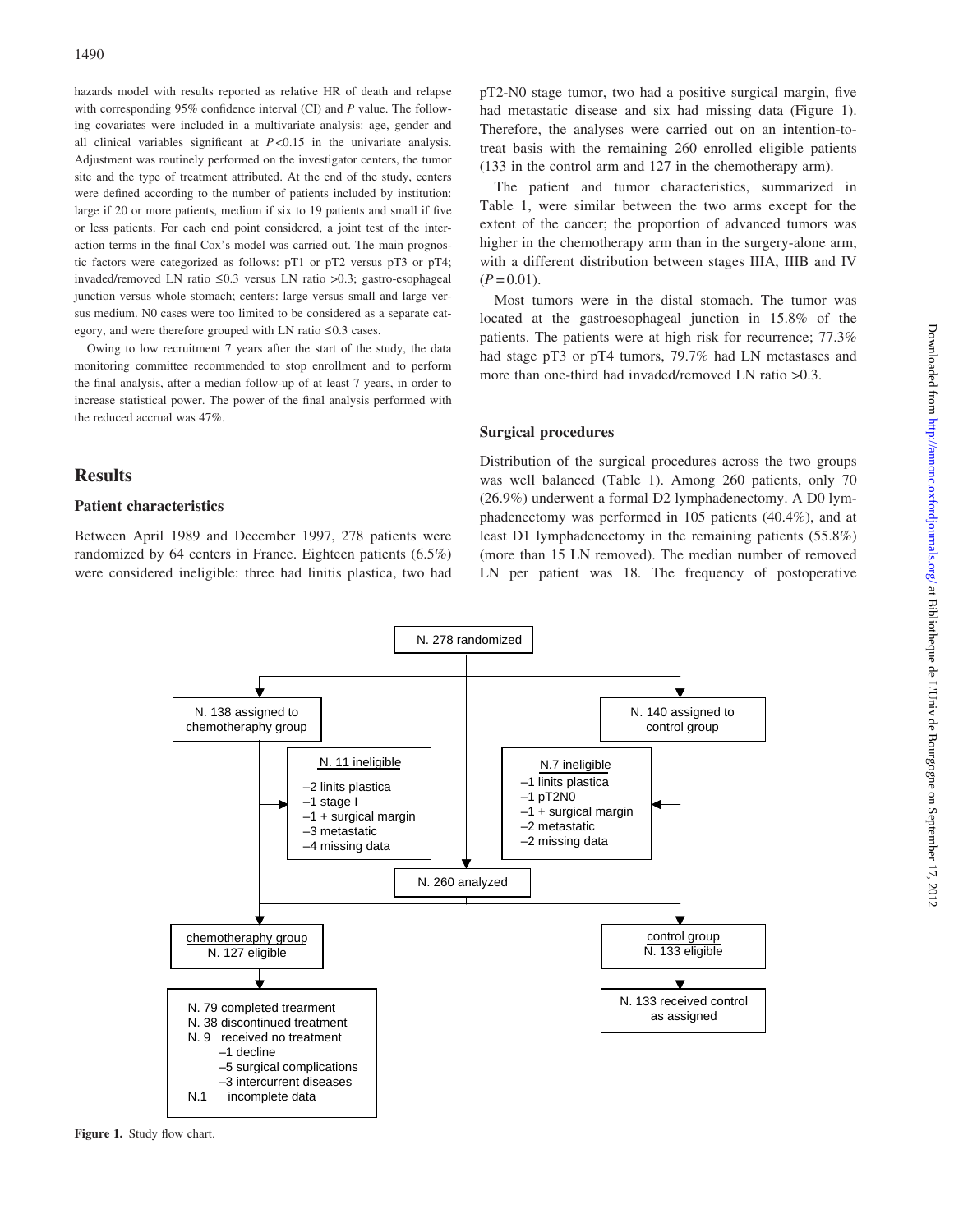hazards model with results reported as relative HR of death and relapse with corresponding 95% confidence interval (CI) and $P$ value. The following covariates were included in a multivariate analysis: age, gender and all clinical variables significant at $P<0.15$ in the univariate analysis. Adjustment was routinely performed on the investigator centers, the tumor site and the type of treatment attributed. At the end of the study, centers were defined according to the number of patients included by institution: large if 20 or more patients, medium if six to 19 patients and small if five or less patients. For each end point considered, a joint test of the interaction terms in the final Cox's model was carried out. The main prognostic factors were categorized as follows: pT1 or pT2 versus pT3 or pT4; invaded/removed LN ratio ≤0.3 versus LN ratio >0.3; gastro-esophageal junction versus whole stomach; centers: large versus small and large versus medium. N0 cases were too limited to be considered as a separate category, and were therefore grouped with LN ratio ≤0.3 cases.

Owing to low recruitment 7 years after the start of the study, the data monitoring committee recommended to stop enrollment and to perform the final analysis, after a median follow-up of at least 7 years, in order to increase statistical power. The power of the final analysis performed with the reduced accrual was 47%.

## Results

### Patient characteristics

Between April 1989 and December 1997, 278 patients were randomized by 64 centers in France. Eighteen patients (6.5%) were considered ineligible: three had linitis plastica, two had pT2-N0 stage tumor, two had a positive surgical margin, five had metastatic disease and six had missing data (Figure 1). Therefore, the analyses were carried out on an intention-to-treat basis with the remaining 260 enrolled eligible patients (133 in the control arm and 127 in the chemotherapy arm).

The patient and tumor characteristics, summarized in Table 1, were similar between the two arms except for the extent of the cancer; the proportion of advanced tumors was higher in the chemotherapy arm than in the surgery-alone arm, with a different distribution between stages IIIA, IIIB and IV ($P=0.01$).

Most tumors were in the distal stomach. The tumor was located at the gastroesophageal junction in 15.8% of the patients. The patients were at high risk for recurrence; 77.3% had stage pT3 or pT4 tumors, 79.7% had LN metastases and more than one-third had invaded/removed LN ratio >0.3.

### Surgical procedures

Distribution of the surgical procedures across the two groups was well balanced (Table 1). Among 260 patients, only 70 (26.9%) underwent a formal D2 lymphadenectomy. A D0 lymphadenectomy was performed in 105 patients (40.4%), and at least D1 lymphadenectomy in the remaining patients (55.8%) (more than 15 LN removed). The median number of removed LN per patient was 18. The frequency of postoperative

N. 278 randomized

N. 138 assigned to chemotheraphy group

N. 140 assigned to control group

N. 11 ineligible
- –2 linits plastica
- –1 stage I
- –1 + surgical margin
- –3 metastatic
- –4 missing data

N.7 ineligible
- –1 linits plastica
- –1 pT2N0
- –1 + surgical margin
- –2 metastatic
- –2 missing data

N. 260 analyzed

chemotheraphy group
N. 127 eligible

control group
N. 133 eligible

N. 79 completed trearment
N. 38 discontinued treatment
N. 9 received no treatment
- –1 decline
- –5 surgical complications
- –3 intercurrent diseases

N.1 incomplete data

N. 133 received control as assigned

**Figure 1.** Study flow chart.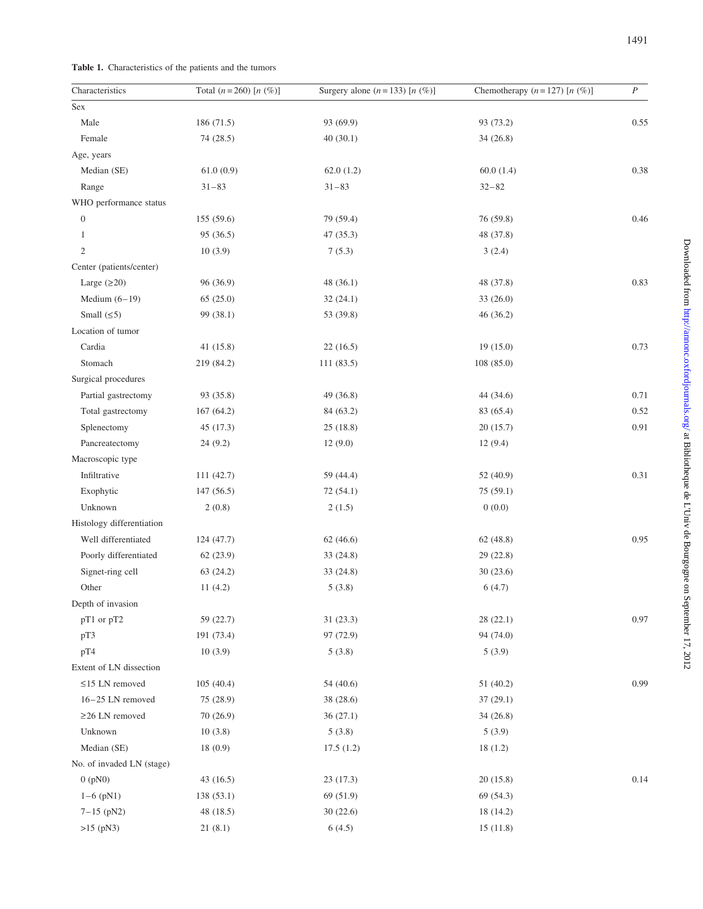**Table 1.** Characteristics of the patients and the tumors

| Characteristics | Total ($n = 260$) [$n$ (%)] | Surgery alone ($n = 133$) [$n$ (%)] | Chemotherapy ($n = 127$) [$n$ (%)] | $P$ |
|---|---|---|---|---|
| Sex | | | | |
| Male | 186 (71.5) | 93 (69.9) | 93 (73.2) | 0.55 |
| Female | 74 (28.5) | 40 (30.1) | 34 (26.8) | |
| Age, years | | | | |
| Median (SE) | 61.0 (0.9) | 62.0 (1.2) | 60.0 (1.4) | 0.38 |
| Range | 31–83 | 31–83 | 32–82 | |
| WHO performance status | | | | |
| 0 | 155 (59.6) | 79 (59.4) | 76 (59.8) | 0.46 |
| 1 | 95 (36.5) | 47 (35.3) | 48 (37.8) | |
| 2 | 10 (3.9) | 7 (5.3) | 3 (2.4) | |
| Center (patients/center) | | | | |
| Large (≥20) | 96 (36.9) | 48 (36.1) | 48 (37.8) | 0.83 |
| Medium (6–19) | 65 (25.0) | 32 (24.1) | 33 (26.0) | |
| Small (≤5) | 99 (38.1) | 53 (39.8) | 46 (36.2) | |
| Location of tumor | | | | |
| Cardia | 41 (15.8) | 22 (16.5) | 19 (15.0) | 0.73 |
| Stomach | 219 (84.2) | 111 (83.5) | 108 (85.0) | |
| Surgical procedures | | | | |
| Partial gastrectomy | 93 (35.8) | 49 (36.8) | 44 (34.6) | 0.71 |
| Total gastrectomy | 167 (64.2) | 84 (63.2) | 83 (65.4) | 0.52 |
| Splenectomy | 45 (17.3) | 25 (18.8) | 20 (15.7) | 0.91 |
| Pancreatectomy | 24 (9.2) | 12 (9.0) | 12 (9.4) | |
| Macroscopic type | | | | |
| Infiltrative | 111 (42.7) | 59 (44.4) | 52 (40.9) | 0.31 |
| Exophytic | 147 (56.5) | 72 (54.1) | 75 (59.1) | |
| Unknown | 2 (0.8) | 2 (1.5) | 0 (0.0) | |
| Histology differentiation | | | | |
| Well differentiated | 124 (47.7) | 62 (46.6) | 62 (48.8) | 0.95 |
| Poorly differentiated | 62 (23.9) | 33 (24.8) | 29 (22.8) | |
| Signet-ring cell | 63 (24.2) | 33 (24.8) | 30 (23.6) | |
| Other | 11 (4.2) | 5 (3.8) | 6 (4.7) | |
| Depth of invasion | | | | |
| pT1 or pT2 | 59 (22.7) | 31 (23.3) | 28 (22.1) | 0.97 |
| pT3 | 191 (73.4) | 97 (72.9) | 94 (74.0) | |
| pT4 | 10 (3.9) | 5 (3.8) | 5 (3.9) | |
| Extent of LN dissection | | | | |
| ≤15 LN removed | 105 (40.4) | 54 (40.6) | 51 (40.2) | 0.99 |
| 16–25 LN removed | 75 (28.9) | 38 (28.6) | 37 (29.1) | |
| ≥26 LN removed | 70 (26.9) | 36 (27.1) | 34 (26.8) | |
| Unknown | 10 (3.8) | 5 (3.8) | 5 (3.9) | |
| Median (SE) | 18 (0.9) | 17.5 (1.2) | 18 (1.2) | |
| No. of invaded LN (stage) | | | | |
| 0 (pN0) | 43 (16.5) | 23 (17.3) | 20 (15.8) | 0.14 |
| 1–6 (pN1) | 138 (53.1) | 69 (51.9) | 69 (54.3) | |
| 7–15 (pN2) | 48 (18.5) | 30 (22.6) | 18 (14.2) | |
| >15 (pN3) | 21 (8.1) | 6 (4.5) | 15 (11.8) | |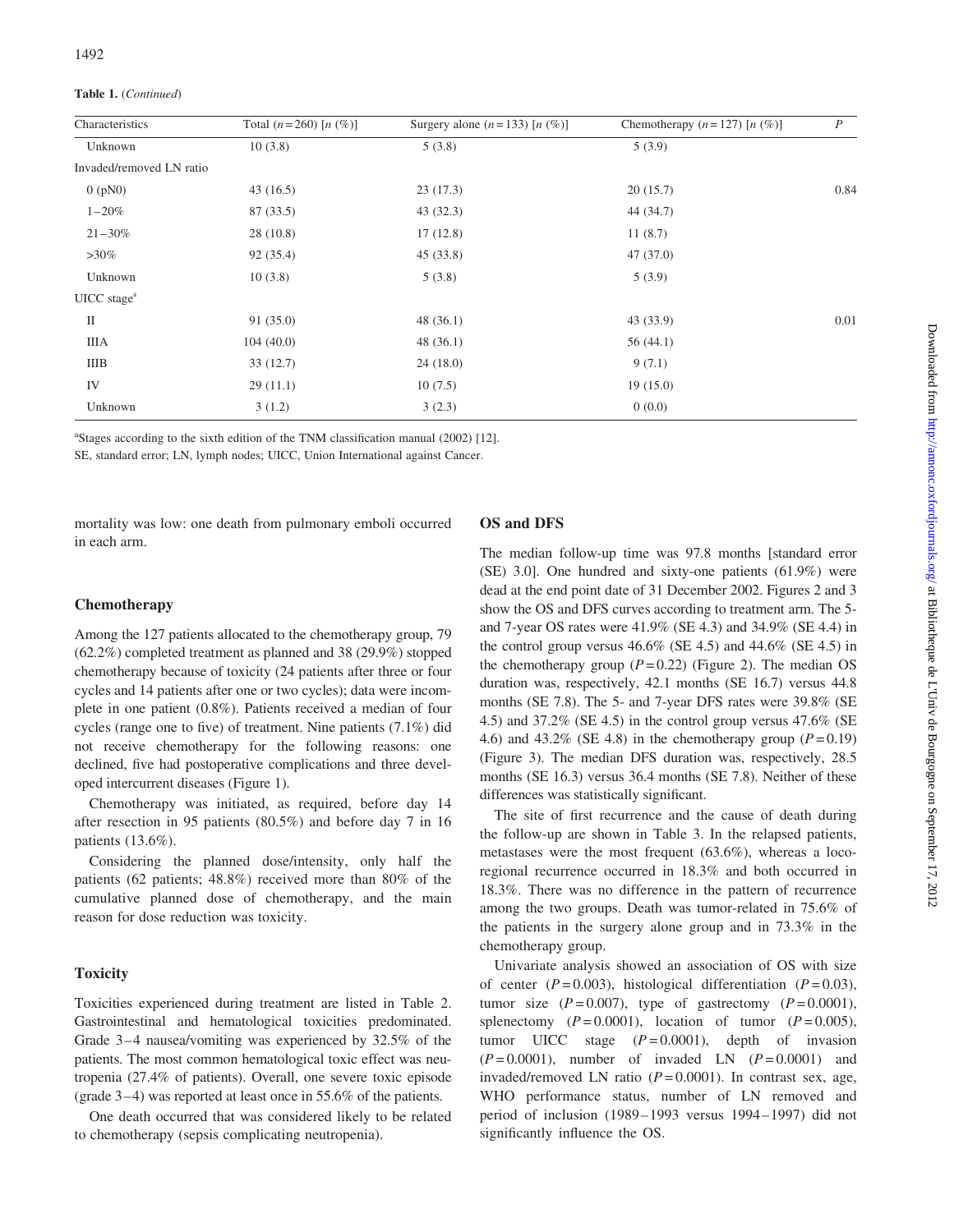**Table 1.** (*Continued*)

| Characteristics | Total ($n = 260$) [$n$ (%)] | Surgery alone ($n = 133$) [$n$ (%)] | Chemotherapy ($n = 127$) [$n$ (%)] | $P$ |
|---|---|---|---|---|
| Unknown | 10 (3.8) | 5 (3.8) | 5 (3.9) | |
| Invaded/removed LN ratio | | | | |
| 0 (pN0) | 43 (16.5) | 23 (17.3) | 20 (15.7) | 0.84 |
| 1–20% | 87 (33.5) | 43 (32.3) | 44 (34.7) | |
| 21–30% | 28 (10.8) | 17 (12.8) | 11 (8.7) | |
| >30% | 92 (35.4) | 45 (33.8) | 47 (37.0) | |
| Unknown | 10 (3.8) | 5 (3.8) | 5 (3.9) | |
| UICC stage[a] | | | | |
| II | 91 (35.0) | 48 (36.1) | 43 (33.9) | 0.01 |
| IIIA | 104 (40.0) | 48 (36.1) | 56 (44.1) | |
| IIIB | 33 (12.7) | 24 (18.0) | 9 (7.1) | |
| IV | 29 (11.1) | 10 (7.5) | 19 (15.0) | |
| Unknown | 3 (1.2) | 3 (2.3) | 0 (0.0) | |

[a]Stages according to the sixth edition of the TNM classification manual (2002) [12].

SE, standard error; LN, lymph nodes; UICC, Union International against Cancer.

mortality was low: one death from pulmonary emboli occurred in each arm.

### Chemotherapy

Among the 127 patients allocated to the chemotherapy group, 79 (62.2%) completed treatment as planned and 38 (29.9%) stopped chemotherapy because of toxicity (24 patients after three or four cycles and 14 patients after one or two cycles); data were incomplete in one patient (0.8%). Patients received a median of four cycles (range one to five) of treatment. Nine patients (7.1%) did not receive chemotherapy for the following reasons: one declined, five had postoperative complications and three developed intercurrent diseases (Figure 1).

Chemotherapy was initiated, as required, before day 14 after resection in 95 patients (80.5%) and before day 7 in 16 patients (13.6%).

Considering the planned dose/intensity, only half the patients (62 patients; 48.8%) received more than 80% of the cumulative planned dose of chemotherapy, and the main reason for dose reduction was toxicity.

### Toxicity

Toxicities experienced during treatment are listed in Table 2. Gastrointestinal and hematological toxicities predominated. Grade 3–4 nausea/vomiting was experienced by 32.5% of the patients. The most common hematological toxic effect was neutropenia (27.4% of patients). Overall, one severe toxic episode (grade 3–4) was reported at least once in 55.6% of the patients.

One death occurred that was considered likely to be related to chemotherapy (sepsis complicating neutropenia).

### OS and DFS

The median follow-up time was 97.8 months [standard error (SE) 3.0]. One hundred and sixty-one patients (61.9%) were dead at the end point date of 31 December 2002. Figures 2 and 3 show the OS and DFS curves according to treatment arm. The 5- and 7-year OS rates were 41.9% (SE 4.3) and 34.9% (SE 4.4) in the control group versus 46.6% (SE 4.5) and 44.6% (SE 4.5) in the chemotherapy group ($P = 0.22$) (Figure 2). The median OS duration was, respectively, 42.1 months (SE 16.7) versus 44.8 months (SE 7.8). The 5- and 7-year DFS rates were 39.8% (SE 4.5) and 37.2% (SE 4.5) in the control group versus 47.6% (SE 4.6) and 43.2% (SE 4.8) in the chemotherapy group ($P = 0.19$) (Figure 3). The median DFS duration was, respectively, 28.5 months (SE 16.3) versus 36.4 months (SE 7.8). Neither of these differences was statistically significant.

The site of first recurrence and the cause of death during the follow-up are shown in Table 3. In the relapsed patients, metastases were the most frequent (63.6%), whereas a locoregional recurrence occurred in 18.3% and both occurred in 18.3%. There was no difference in the pattern of recurrence among the two groups. Death was tumor-related in 75.6% of the patients in the surgery alone group and in 73.3% in the chemotherapy group.

Univariate analysis showed an association of OS with size of center ($P = 0.003$), histological differentiation ($P = 0.03$), tumor size ($P = 0.007$), type of gastrectomy ($P = 0.0001$), splenectomy ($P = 0.0001$), location of tumor ($P = 0.005$), tumor UICC stage ($P = 0.0001$), depth of invasion ($P = 0.0001$), number of invaded LN ($P = 0.0001$) and invaded/removed LN ratio ($P = 0.0001$). In contrast sex, age, WHO performance status, number of LN removed and period of inclusion (1989–1993 versus 1994–1997) did not significantly influence the OS.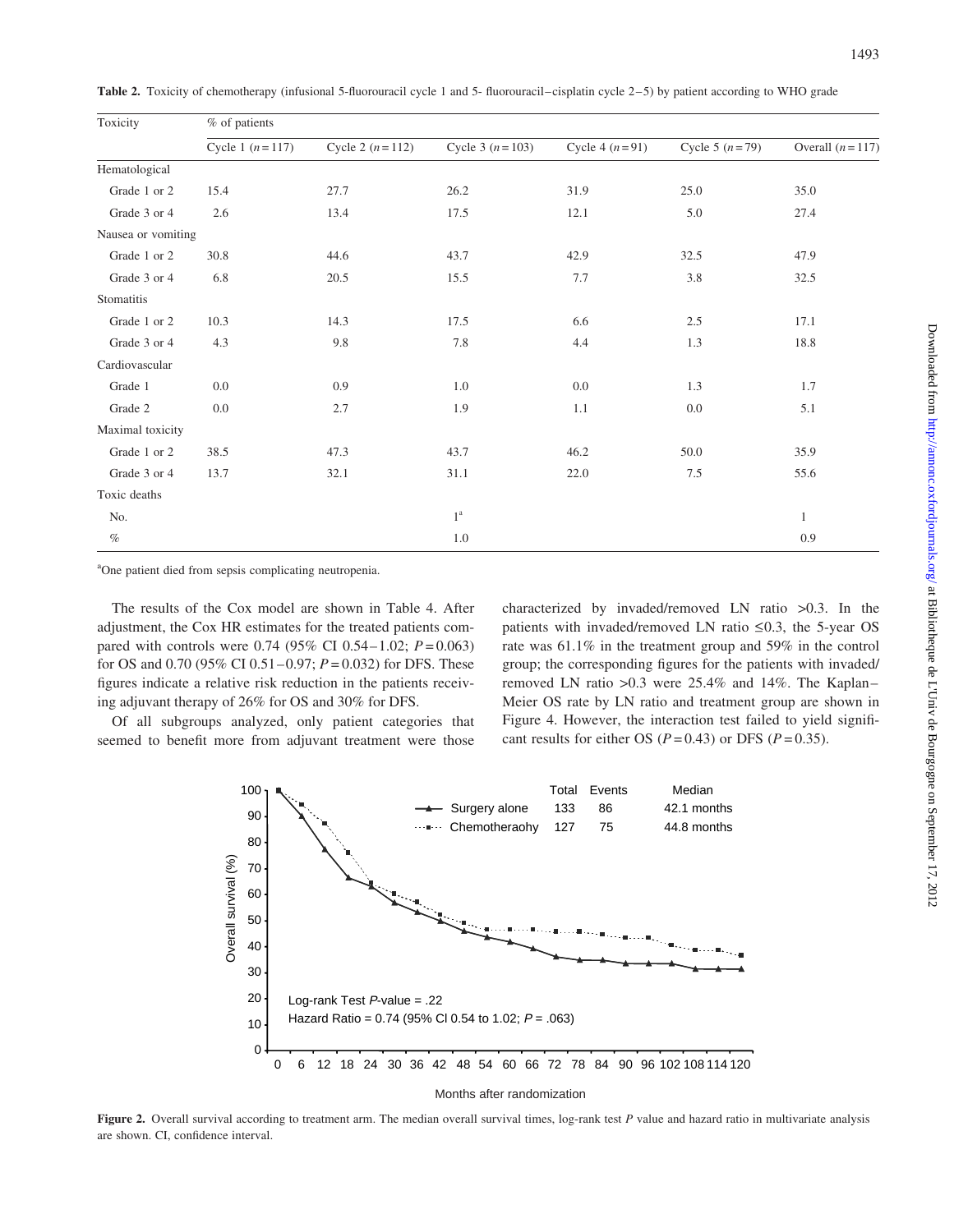**Table 2.** Toxicity of chemotherapy (infusional 5-fluorouracil cycle 1 and 5- fluorouracil–cisplatin cycle 2–5) by patient according to WHO grade

| Toxicity | % of patients | | | | | |
|---|---|---|---|---|---|---|
| | Cycle 1 ($n = 117$) | Cycle 2 ($n = 112$) | Cycle 3 ($n = 103$) | Cycle 4 ($n = 91$) | Cycle 5 ($n = 79$) | Overall ($n = 117$) |
| Hematological | | | | | | |
| Grade 1 or 2 | 15.4 | 27.7 | 26.2 | 31.9 | 25.0 | 35.0 |
| Grade 3 or 4 | 2.6 | 13.4 | 17.5 | 12.1 | 5.0 | 27.4 |
| Nausea or vomiting | | | | | | |
| Grade 1 or 2 | 30.8 | 44.6 | 43.7 | 42.9 | 32.5 | 47.9 |
| Grade 3 or 4 | 6.8 | 20.5 | 15.5 | 7.7 | 3.8 | 32.5 |
| Stomatitis | | | | | | |
| Grade 1 or 2 | 10.3 | 14.3 | 17.5 | 6.6 | 2.5 | 17.1 |
| Grade 3 or 4 | 4.3 | 9.8 | 7.8 | 4.4 | 1.3 | 18.8 |
| Cardiovascular | | | | | | |
| Grade 1 | 0.0 | 0.9 | 1.0 | 0.0 | 1.3 | 1.7 |
| Grade 2 | 0.0 | 2.7 | 1.9 | 1.1 | 0.0 | 5.1 |
| Maximal toxicity | | | | | | |
| Grade 1 or 2 | 38.5 | 47.3 | 43.7 | 46.2 | 50.0 | 35.9 |
| Grade 3 or 4 | 13.7 | 32.1 | 31.1 | 22.0 | 7.5 | 55.6 |
| Toxic deaths | | | | | | |
| No. | | | 1[a] | | | 1 |
| % | | | 1.0 | | | 0.9 |

[a]One patient died from sepsis complicating neutropenia.

The results of the Cox model are shown in Table 4. After adjustment, the Cox HR estimates for the treated patients compared with controls were 0.74 (95% CI 0.54–1.02; $P = 0.063$) for OS and 0.70 (95% CI 0.51–0.97; $P = 0.032$) for DFS. These figures indicate a relative risk reduction in the patients receiving adjuvant therapy of 26% for OS and 30% for DFS.

Of all subgroups analyzed, only patient categories that seemed to benefit more from adjuvant treatment were those characterized by invaded/removed LN ratio >0.3. In the patients with invaded/removed LN ratio ≤0.3, the 5-year OS rate was 61.1% in the treatment group and 59% in the control group; the corresponding figures for the patients with invaded/removed LN ratio >0.3 were 25.4% and 14%. The Kaplan–Meier OS rate by LN ratio and treatment group are shown in Figure 4. However, the interaction test failed to yield significant results for either OS ($P = 0.43$) or DFS ($P = 0.35$).

**Figure 2.** Overall survival according to treatment arm. The median overall survival times, log-rank test $P$ value and hazard ratio in multivariate analysis are shown. CI, confidence interval.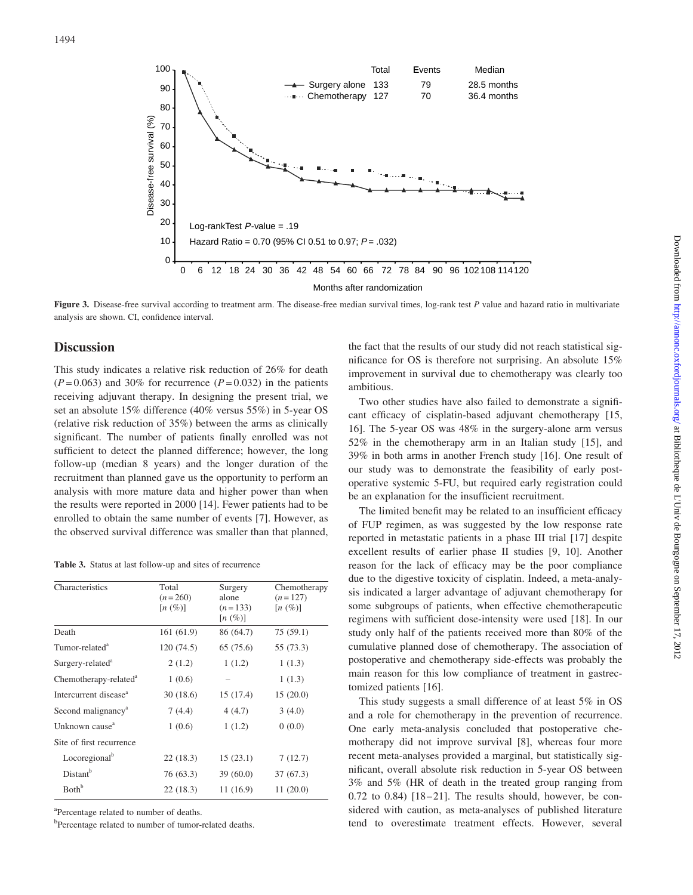**Figure 3.** Disease-free survival according to treatment arm. The disease-free median survival times, log-rank test *P* value and hazard ratio in multivariate analysis are shown. CI, confidence interval.

## Discussion

This study indicates a relative risk reduction of 26% for death ($P = 0.063$) and 30% for recurrence ($P = 0.032$) in the patients receiving adjuvant therapy. In designing the present trial, we set an absolute 15% difference (40% versus 55%) in 5-year OS (relative risk reduction of 35%) between the arms as clinically significant. The number of patients finally enrolled was not sufficient to detect the planned difference; however, the long follow-up (median 8 years) and the longer duration of the recruitment than planned gave us the opportunity to perform an analysis with more mature data and higher power than when the results were reported in 2000 [14]. Fewer patients had to be enrolled to obtain the same number of events [7]. However, as the observed survival difference was smaller than that planned, the fact that the results of our study did not reach statistical significance for OS is therefore not surprising. An absolute 15% improvement in survival due to chemotherapy was clearly too ambitious.

Two other studies have also failed to demonstrate a significant efficacy of cisplatin-based adjuvant chemotherapy [15, 16]. The 5-year OS was 48% in the surgery-alone arm versus 52% in the chemotherapy arm in an Italian study [15], and 39% in both arms in another French study [16]. One result of our study was to demonstrate the feasibility of early postoperative systemic 5-FU, but required early registration could be an explanation for the insufficient recruitment.

The limited benefit may be related to an insufficient efficacy of FUP regimen, as was suggested by the low response rate reported in metastatic patients in a phase III trial [17] despite excellent results of earlier phase II studies [9, 10]. Another reason for the lack of efficacy may be the poor compliance due to the digestive toxicity of cisplatin. Indeed, a meta-analysis indicated a larger advantage of adjuvant chemotherapy for some subgroups of patients, when effective chemotherapeutic regimens with sufficient dose-intensity were used [18]. In our study only half of the patients received more than 80% of the cumulative planned dose of chemotherapy. The association of postoperative and chemotherapy side-effects was probably the main reason for this low compliance of treatment in gastrectomized patients [16].

This study suggests a small difference of at least 5% in OS and a role for chemotherapy in the prevention of recurrence. One early meta-analysis concluded that postoperative chemotherapy did not improve survival [8], whereas four more recent meta-analyses provided a marginal, but statistically significant, overall absolute risk reduction in 5-year OS between 3% and 5% (HR of death in the treated group ranging from 0.72 to 0.84) [18–21]. The results should, however, be considered with caution, as meta-analyses of published literature tend to overestimate treatment effects. However, several

**Table 3.** Status at last follow-up and sites of recurrence

| Characteristics | Total ($n = 260$) [$n$ (%)] | Surgery alone ($n = 133$) [$n$ (%)] | Chemotherapy ($n = 127$) [$n$ (%)] |
|---|---|---|---|
| Death | 161 (61.9) | 86 (64.7) | 75 (59.1) |
| Tumor-related[a] | 120 (74.5) | 65 (75.6) | 55 (73.3) |
| Surgery-related[a] | 2 (1.2) | 1 (1.2) | 1 (1.3) |
| Chemotherapy-related[a] | 1 (0.6) | – | 1 (1.3) |
| Intercurrent disease[a] | 30 (18.6) | 15 (17.4) | 15 (20.0) |
| Second malignancy[a] | 7 (4.4) | 4 (4.7) | 3 (4.0) |
| Unknown cause[a] | 1 (0.6) | 1 (1.2) | 0 (0.0) |
| Site of first recurrence | | | |
| Locoregional[b] | 22 (18.3) | 15 (23.1) | 7 (12.7) |
| Distant[b] | 76 (63.3) | 39 (60.0) | 37 (67.3) |
| Both[b] | 22 (18.3) | 11 (16.9) | 11 (20.0) |

[a]Percentage related to number of deaths.

[b]Percentage related to number of tumor-related deaths.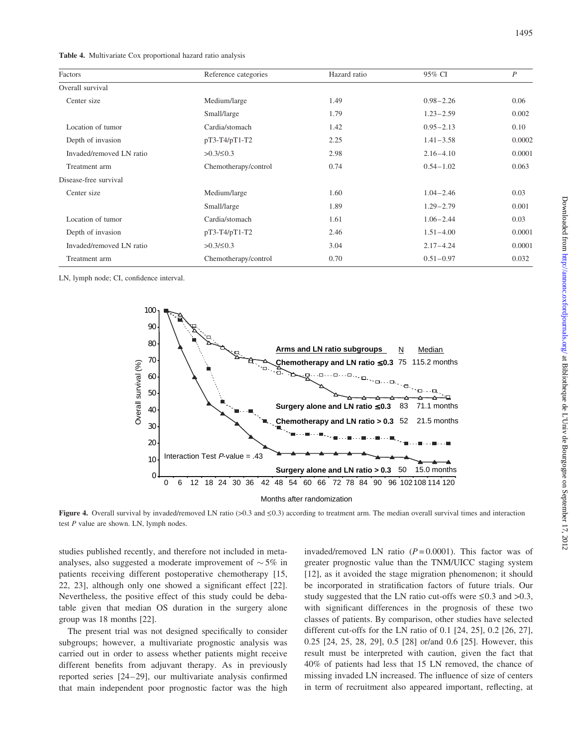**Table 4.** Multivariate Cox proportional hazard ratio analysis

| Factors | Reference categories | Hazard ratio | 95% CI | *P* |
|---|---|---|---|---|
| Overall survival | | | | |
| Center size | Medium/large | 1.49 | 0.98–2.26 | 0.06 |
| | Small/large | 1.79 | 1.23–2.59 | 0.002 |
| Location of tumor | Cardia/stomach | 1.42 | 0.95–2.13 | 0.10 |
| Depth of invasion | pT3-T4/pT1-T2 | 2.25 | 1.41–3.58 | 0.0002 |
| Invaded/removed LN ratio | >0.3/≤0.3 | 2.98 | 2.16–4.10 | 0.0001 |
| Treatment arm | Chemotherapy/control | 0.74 | 0.54–1.02 | 0.063 |
| Disease-free survival | | | | |
| Center size | Medium/large | 1.60 | 1.04–2.46 | 0.03 |
| | Small/large | 1.89 | 1.29–2.79 | 0.001 |
| Location of tumor | Cardia/stomach | 1.61 | 1.06–2.44 | 0.03 |
| Depth of invasion | pT3-T4/pT1-T2 | 2.46 | 1.51–4.00 | 0.0001 |
| Invaded/removed LN ratio | >0.3/≤0.3 | 3.04 | 2.17–4.24 | 0.0001 |
| Treatment arm | Chemotherapy/control | 0.70 | 0.51–0.97 | 0.032 |

LN, lymph node; CI, confidence interval.

**Figure 4.** Overall survival by invaded/removed LN ratio (>0.3 and ≤0.3) according to treatment arm. The median overall survival times and interaction test *P* value are shown. LN, lymph nodes.

studies published recently, and therefore not included in meta-analyses, also suggested a moderate improvement of ~5% in patients receiving different postoperative chemotherapy [15, 22, 23], although only one showed a significant effect [22]. Nevertheless, the positive effect of this study could be debatable given that median OS duration in the surgery alone group was 18 months [22].

The present trial was not designed specifically to consider subgroups; however, a multivariate prognostic analysis was carried out in order to assess whether patients might receive different benefits from adjuvant therapy. As in previously reported series [24–29], our multivariate analysis confirmed that main independent poor prognostic factor was the high invaded/removed LN ratio ($P = 0.0001$). This factor was of greater prognostic value than the TNM/UICC staging system [12], as it avoided the stage migration phenomenon; it should be incorporated in stratification factors of future trials. Our study suggested that the LN ratio cut-offs were ≤0.3 and >0.3, with significant differences in the prognosis of these two classes of patients. By comparison, other studies have selected different cut-offs for the LN ratio of 0.1 [24, 25], 0.2 [26, 27], 0.25 [24, 25, 28, 29], 0.5 [28] or/and 0.6 [25]. However, this result must be interpreted with caution, given the fact that 40% of patients had less that 15 LN removed, the chance of missing invaded LN increased. The influence of size of centers in term of recruitment also appeared important, reflecting, at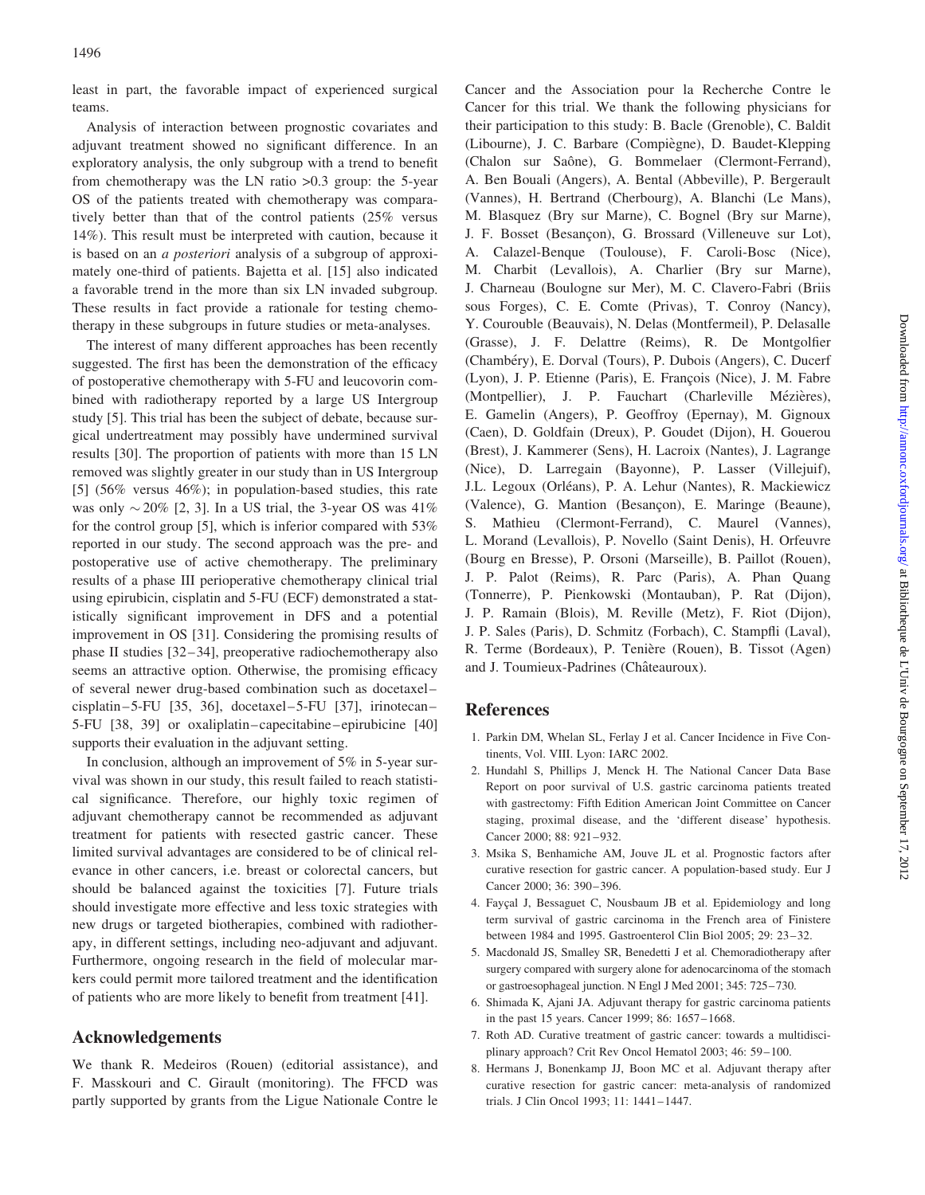least in part, the favorable impact of experienced surgical teams.

Analysis of interaction between prognostic covariates and adjuvant treatment showed no significant difference. In an exploratory analysis, the only subgroup with a trend to benefit from chemotherapy was the LN ratio >0.3 group: the 5-year OS of the patients treated with chemotherapy was comparatively better than that of the control patients (25% versus 14%). This result must be interpreted with caution, because it is based on an *a posteriori* analysis of a subgroup of approximately one-third of patients. Bajetta et al. [15] also indicated a favorable trend in the more than six LN invaded subgroup. These results in fact provide a rationale for testing chemotherapy in these subgroups in future studies or meta-analyses.

The interest of many different approaches has been recently suggested. The first has been the demonstration of the efficacy of postoperative chemotherapy with 5-FU and leucovorin combined with radiotherapy reported by a large US Intergroup study [5]. This trial has been the subject of debate, because surgical undertreatment may possibly have undermined survival results [30]. The proportion of patients with more than 15 LN removed was slightly greater in our study than in US Intergroup [5] (56% versus 46%); in population-based studies, this rate was only $\sim$20% [2, 3]. In a US trial, the 3-year OS was 41% for the control group [5], which is inferior compared with 53% reported in our study. The second approach was the pre- and postoperative use of active chemotherapy. The preliminary results of a phase III perioperative chemotherapy clinical trial using epirubicin, cisplatin and 5-FU (ECF) demonstrated a statistically significant improvement in DFS and a potential improvement in OS [31]. Considering the promising results of phase II studies [32–34], preoperative radiochemotherapy also seems an attractive option. Otherwise, the promising efficacy of several newer drug-based combination such as docetaxel–cisplatin–5-FU [35, 36], docetaxel–5-FU [37], irinotecan–5-FU [38, 39] or oxaliplatin–capecitabine–epirubicine [40] supports their evaluation in the adjuvant setting.

In conclusion, although an improvement of 5% in 5-year survival was shown in our study, this result failed to reach statistical significance. Therefore, our highly toxic regimen of adjuvant chemotherapy cannot be recommended as adjuvant treatment for patients with resected gastric cancer. These limited survival advantages are considered to be of clinical relevance in other cancers, i.e. breast or colorectal cancers, but should be balanced against the toxicities [7]. Future trials should investigate more effective and less toxic strategies with new drugs or targeted biotherapies, combined with radiotherapy, in different settings, including neo-adjuvant and adjuvant. Furthermore, ongoing research in the field of molecular markers could permit more tailored treatment and the identification of patients who are more likely to benefit from treatment [41].

## Acknowledgements

We thank R. Medeiros (Rouen) (editorial assistance), and F. Masskouri and C. Girault (monitoring). The FFCD was partly supported by grants from the Ligue Nationale Contre le Cancer and the Association pour la Recherche Contre le Cancer for this trial. We thank the following physicians for their participation to this study: B. Bacle (Grenoble), C. Baldit (Libourne), J. C. Barbare (Compiègne), D. Baudet-Klepping (Chalon sur Saône), G. Bommelaer (Clermont-Ferrand), A. Ben Bouali (Angers), A. Bental (Abbeville), P. Bergerault (Vannes), H. Bertrand (Cherbourg), A. Blanchi (Le Mans), M. Blasquez (Bry sur Marne), C. Bognel (Bry sur Marne), J. F. Bosset (Besançon), G. Brossard (Villeneuve sur Lot), A. Calazel-Benque (Toulouse), F. Caroli-Bosc (Nice), M. Charbit (Levallois), A. Charlier (Bry sur Marne), J. Charneau (Boulogne sur Mer), M. C. Clavero-Fabri (Briis sous Forges), C. E. Comte (Privas), T. Conroy (Nancy), Y. Courouble (Beauvais), N. Delas (Montfermeil), P. Delasalle (Grasse), J. F. Delattre (Reims), R. De Montgolfier (Chambéry), E. Dorval (Tours), P. Dubois (Angers), C. Ducerf (Lyon), J. P. Etienne (Paris), E. François (Nice), J. M. Fabre (Montpellier), J. P. Fauchart (Charleville Mézières), E. Gamelin (Angers), P. Geoffroy (Epernay), M. Gignoux (Caen), D. Goldfain (Dreux), P. Goudet (Dijon), H. Gouerou (Brest), J. Kammerer (Sens), H. Lacroix (Nantes), J. Lagrange (Nice), D. Larregain (Bayonne), P. Lasser (Villejuif), J.L. Legoux (Orléans), P. A. Lehur (Nantes), R. Mackiewicz (Valence), G. Mantion (Besançon), E. Maringe (Beaune), S. Mathieu (Clermont-Ferrand), C. Maurel (Vannes), L. Morand (Levallois), P. Novello (Saint Denis), H. Orfeuvre (Bourg en Bresse), P. Orsoni (Marseille), B. Paillot (Rouen), J. P. Palot (Reims), R. Parc (Paris), A. Phan Quang (Tonnerre), P. Pienkowski (Montauban), P. Rat (Dijon), J. P. Ramain (Blois), M. Reville (Metz), F. Riot (Dijon), J. P. Sales (Paris), D. Schmitz (Forbach), C. Stampfli (Laval), R. Terme (Bordeaux), P. Tenière (Rouen), B. Tissot (Agen) and J. Toumieux-Padrines (Châteauroux).

## References

1. Parkin DM, Whelan SL, Ferlay J et al. Cancer Incidence in Five Continents, Vol. VIII. Lyon: IARC 2002.
2. Hundahl S, Phillips J, Menck H. The National Cancer Data Base Report on poor survival of U.S. gastric carcinoma patients treated with gastrectomy: Fifth Edition American Joint Committee on Cancer staging, proximal disease, and the 'different disease' hypothesis. Cancer 2000; 88: 921–932.
3. Msika S, Benhamiche AM, Jouve JL et al. Prognostic factors after curative resection for gastric cancer. A population-based study. Eur J Cancer 2000; 36: 390–396.
4. Fayçal J, Bessaguet C, Nousbaum JB et al. Epidemiology and long term survival of gastric carcinoma in the French area of Finistere between 1984 and 1995. Gastroenterol Clin Biol 2005; 29: 23–32.
5. Macdonald JS, Smalley SR, Benedetti J et al. Chemoradiotherapy after surgery compared with surgery alone for adenocarcinoma of the stomach or gastroesophageal junction. N Engl J Med 2001; 345: 725–730.
6. Shimada K, Ajani JA. Adjuvant therapy for gastric carcinoma patients in the past 15 years. Cancer 1999; 86: 1657–1668.
7. Roth AD. Curative treatment of gastric cancer: towards a multidisciplinary approach? Crit Rev Oncol Hematol 2003; 46: 59–100.
8. Hermans J, Bonenkamp JJ, Boon MC et al. Adjuvant therapy after curative resection for gastric cancer: meta-analysis of randomized trials. J Clin Oncol 1993; 11: 1441–1447.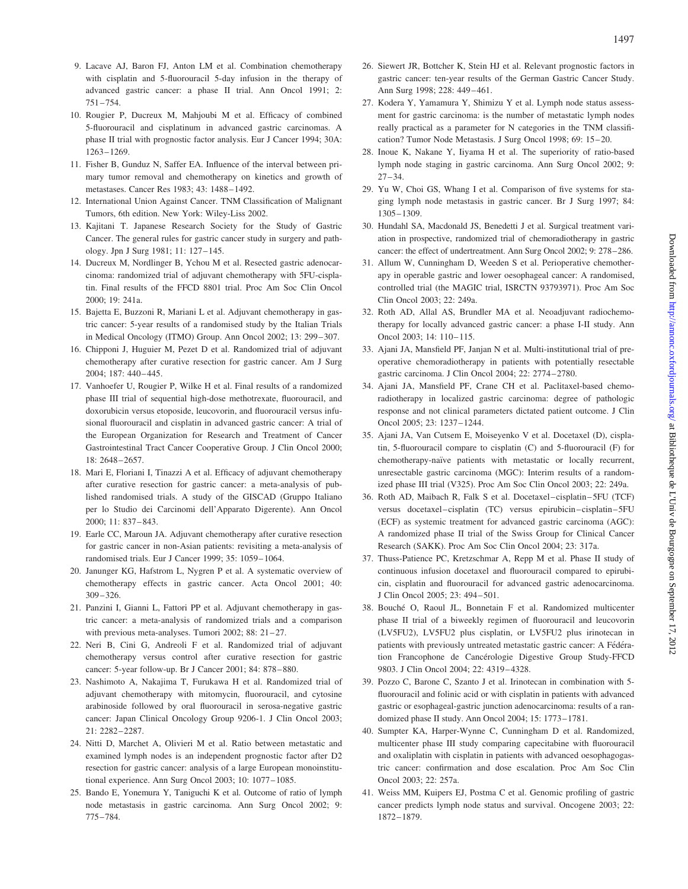9. Lacave AJ, Baron FJ, Anton LM et al. Combination chemotherapy with cisplatin and 5-fluorouracil 5-day infusion in the therapy of advanced gastric cancer: a phase II trial. Ann Oncol 1991; 2: 751–754.
10. Rougier P, Ducreux M, Mahjoubi M et al. Efficacy of combined 5-fluorouracil and cisplatinum in advanced gastric carcinomas. A phase II trial with prognostic factor analysis. Eur J Cancer 1994; 30A: 1263–1269.
11. Fisher B, Gunduz N, Saffer EA. Influence of the interval between primary tumor removal and chemotherapy on kinetics and growth of metastases. Cancer Res 1983; 43: 1488–1492.
12. International Union Against Cancer. TNM Classification of Malignant Tumors, 6th edition. New York: Wiley-Liss 2002.
13. Kajitani T. Japanese Research Society for the Study of Gastric Cancer. The general rules for gastric cancer study in surgery and pathology. Jpn J Surg 1981; 11: 127–145.
14. Ducreux M, Nordlinger B, Ychou M et al. Resected gastric adenocarcinoma: randomized trial of adjuvant chemotherapy with 5FU-cisplatin. Final results of the FFCD 8801 trial. Proc Am Soc Clin Oncol 2000; 19: 241a.
15. Bajetta E, Buzzoni R, Mariani L et al. Adjuvant chemotherapy in gastric cancer: 5-year results of a randomised study by the Italian Trials in Medical Oncology (ITMO) Group. Ann Oncol 2002; 13: 299–307.
16. Chipponi J, Huguier M, Pezet D et al. Randomized trial of adjuvant chemotherapy after curative resection for gastric cancer. Am J Surg 2004; 187: 440–445.
17. Vanhoefer U, Rougier P, Wilke H et al. Final results of a randomized phase III trial of sequential high-dose methotrexate, fluorouracil, and doxorubicin versus etoposide, leucovorin, and fluorouracil versus infusional fluorouracil and cisplatin in advanced gastric cancer: A trial of the European Organization for Research and Treatment of Cancer Gastrointestinal Tract Cancer Cooperative Group. J Clin Oncol 2000; 18: 2648–2657.
18. Mari E, Floriani I, Tinazzi A et al. Efficacy of adjuvant chemotherapy after curative resection for gastric cancer: a meta-analysis of published randomised trials. A study of the GISCAD (Gruppo Italiano per lo Studio dei Carcinomi dell'Apparato Digerente). Ann Oncol 2000; 11: 837–843.
19. Earle CC, Maroun JA. Adjuvant chemotherapy after curative resection for gastric cancer in non-Asian patients: revisiting a meta-analysis of randomised trials. Eur J Cancer 1999; 35: 1059–1064.
20. Janunger KG, Hafstrom L, Nygren P et al. A systematic overview of chemotherapy effects in gastric cancer. Acta Oncol 2001; 40: 309–326.
21. Panzini I, Gianni L, Fattori PP et al. Adjuvant chemotherapy in gastric cancer: a meta-analysis of randomized trials and a comparison with previous meta-analyses. Tumori 2002; 88: 21–27.
22. Neri B, Cini G, Andreoli F et al. Randomized trial of adjuvant chemotherapy versus control after curative resection for gastric cancer: 5-year follow-up. Br J Cancer 2001; 84: 878–880.
23. Nashimoto A, Nakajima T, Furukawa H et al. Randomized trial of adjuvant chemotherapy with mitomycin, fluorouracil, and cytosine arabinoside followed by oral fluorouracil in serosa-negative gastric cancer: Japan Clinical Oncology Group 9206-1. J Clin Oncol 2003; 21: 2282–2287.
24. Nitti D, Marchet A, Olivieri M et al. Ratio between metastatic and examined lymph nodes is an independent prognostic factor after D2 resection for gastric cancer: analysis of a large European monoinstitutional experience. Ann Surg Oncol 2003; 10: 1077–1085.
25. Bando E, Yonemura Y, Taniguchi K et al. Outcome of ratio of lymph node metastasis in gastric carcinoma. Ann Surg Oncol 2002; 9: 775–784.
26. Siewert JR, Bottcher K, Stein HJ et al. Relevant prognostic factors in gastric cancer: ten-year results of the German Gastric Cancer Study. Ann Surg 1998; 228: 449–461.
27. Kodera Y, Yamamura Y, Shimizu Y et al. Lymph node status assessment for gastric carcinoma: is the number of metastatic lymph nodes really practical as a parameter for N categories in the TNM classification? Tumor Node Metastasis. J Surg Oncol 1998; 69: 15–20.
28. Inoue K, Nakane Y, Iiyama H et al. The superiority of ratio-based lymph node staging in gastric carcinoma. Ann Surg Oncol 2002; 9: 27–34.
29. Yu W, Choi GS, Whang I et al. Comparison of five systems for staging lymph node metastasis in gastric cancer. Br J Surg 1997; 84: 1305–1309.
30. Hundahl SA, Macdonald JS, Benedetti J et al. Surgical treatment variation in prospective, randomized trial of chemoradiotherapy in gastric cancer: the effect of undertreatment. Ann Surg Oncol 2002; 9: 278–286.
31. Allum W, Cunningham D, Weeden S et al. Perioperative chemotherapy in operable gastric and lower oesophageal cancer: A randomised, controlled trial (the MAGIC trial, ISRCTN 93793971). Proc Am Soc Clin Oncol 2003; 22: 249a.
32. Roth AD, Allal AS, Brundler MA et al. Neoadjuvant radiochemotherapy for locally advanced gastric cancer: a phase I-II study. Ann Oncol 2003; 14: 110–115.
33. Ajani JA, Mansfield PF, Janjan N et al. Multi-institutional trial of preoperative chemoradiotherapy in patients with potentially resectable gastric carcinoma. J Clin Oncol 2004; 22: 2774–2780.
34. Ajani JA, Mansfield PF, Crane CH et al. Paclitaxel-based chemoradiotherapy in localized gastric carcinoma: degree of pathologic response and not clinical parameters dictated patient outcome. J Clin Oncol 2005; 23: 1237–1244.
35. Ajani JA, Van Cutsem E, Moiseyenko V et al. Docetaxel (D), cisplatin, 5-fluorouracil compare to cisplatin (C) and 5-fluorouracil (F) for chemotherapy-naïve patients with metastatic or locally recurrent, unresectable gastric carcinoma (MGC): Interim results of a randomized phase III trial (V325). Proc Am Soc Clin Oncol 2003; 22: 249a.
36. Roth AD, Maibach R, Falk S et al. Docetaxel–cisplatin–5FU (TCF) versus docetaxel–cisplatin (TC) versus epirubicin–cisplatin–5FU (ECF) as systemic treatment for advanced gastric carcinoma (AGC): A randomized phase II trial of the Swiss Group for Clinical Cancer Research (SAKK). Proc Am Soc Clin Oncol 2004; 23: 317a.
37. Thuss-Patience PC, Kretzschmar A, Repp M et al. Phase II study of continuous infusion docetaxel and fluorouracil compared to epirubicin, cisplatin and fluorouracil for advanced gastric adenocarcinoma. J Clin Oncol 2005; 23: 494–501.
38. Bouché O, Raoul JL, Bonnetain F et al. Randomized multicenter phase II trial of a biweekly regimen of fluorouracil and leucovorin (LV5FU2), LV5FU2 plus cisplatin, or LV5FU2 plus irinotecan in patients with previously untreated metastatic gastric cancer: A Fédération Francophone de Cancérologie Digestive Group Study-FFCD 9803. J Clin Oncol 2004; 22: 4319–4328.
39. Pozzo C, Barone C, Szanto J et al. Irinotecan in combination with 5-fluorouracil and folinic acid or with cisplatin in patients with advanced gastric or esophageal-gastric junction adenocarcinoma: results of a randomized phase II study. Ann Oncol 2004; 15: 1773–1781.
40. Sumpter KA, Harper-Wynne C, Cunningham D et al. Randomized, multicenter phase III study comparing capecitabine with fluorouracil and oxaliplatin with cisplatin in patients with advanced oesophagogastric cancer: confirmation and dose escalation. Proc Am Soc Clin Oncol 2003; 22: 257a.
41. Weiss MM, Kuipers EJ, Postma C et al. Genomic profiling of gastric cancer predicts lymph node status and survival. Oncogene 2003; 22: 1872–1879.